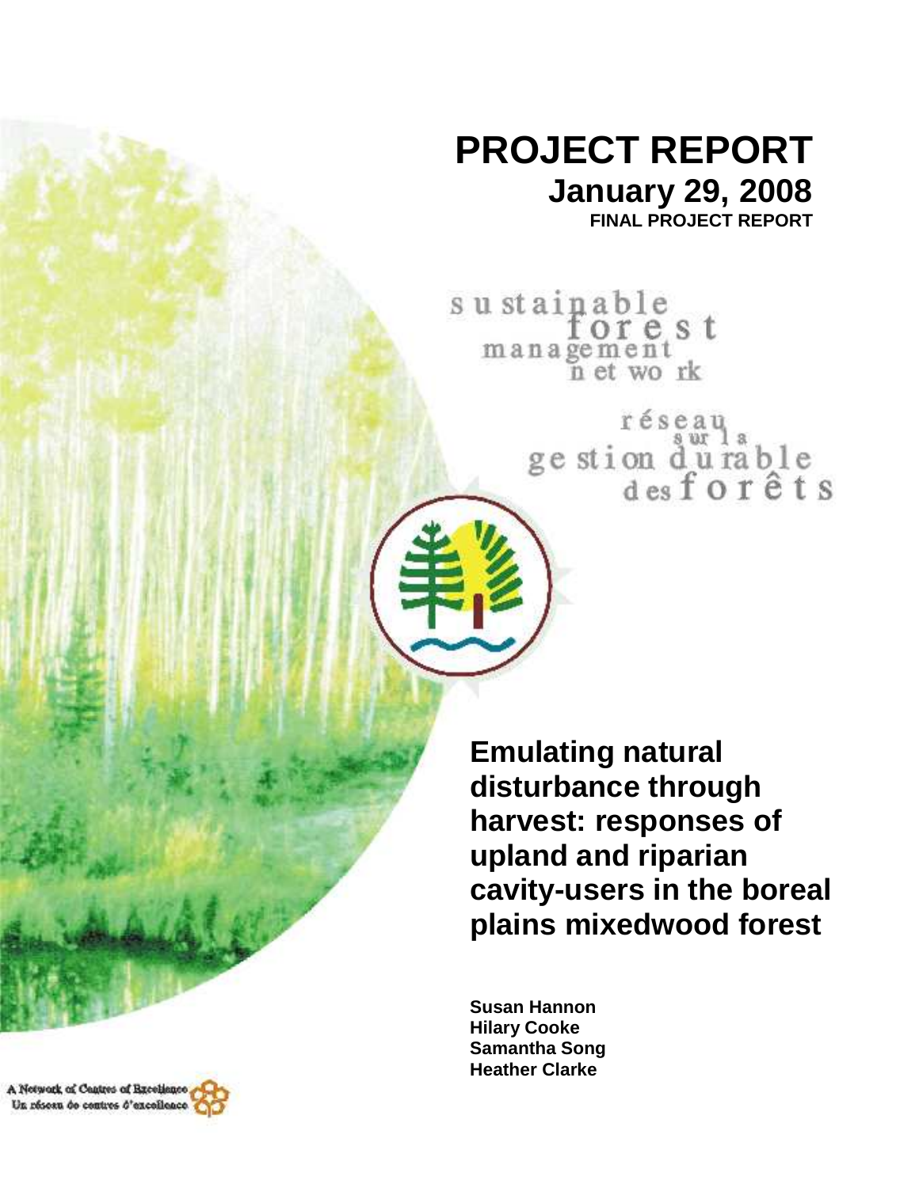# PROJECT REPORT

## January 29, 2008

**FINAL PROJECT REPORT**

sustainable forest management network

réseau sur la gestion durable des forêts

# Emulating natural disturbance through harvest: responses of upland and riparian cavity-users in the boreal plains mixedwood forest

**Susan Hannon**
**Hilary Cooke**
**Samantha Song**
**Heather Clarke**

A Network of Centres of Excellence
Un réseau de centres d'excellence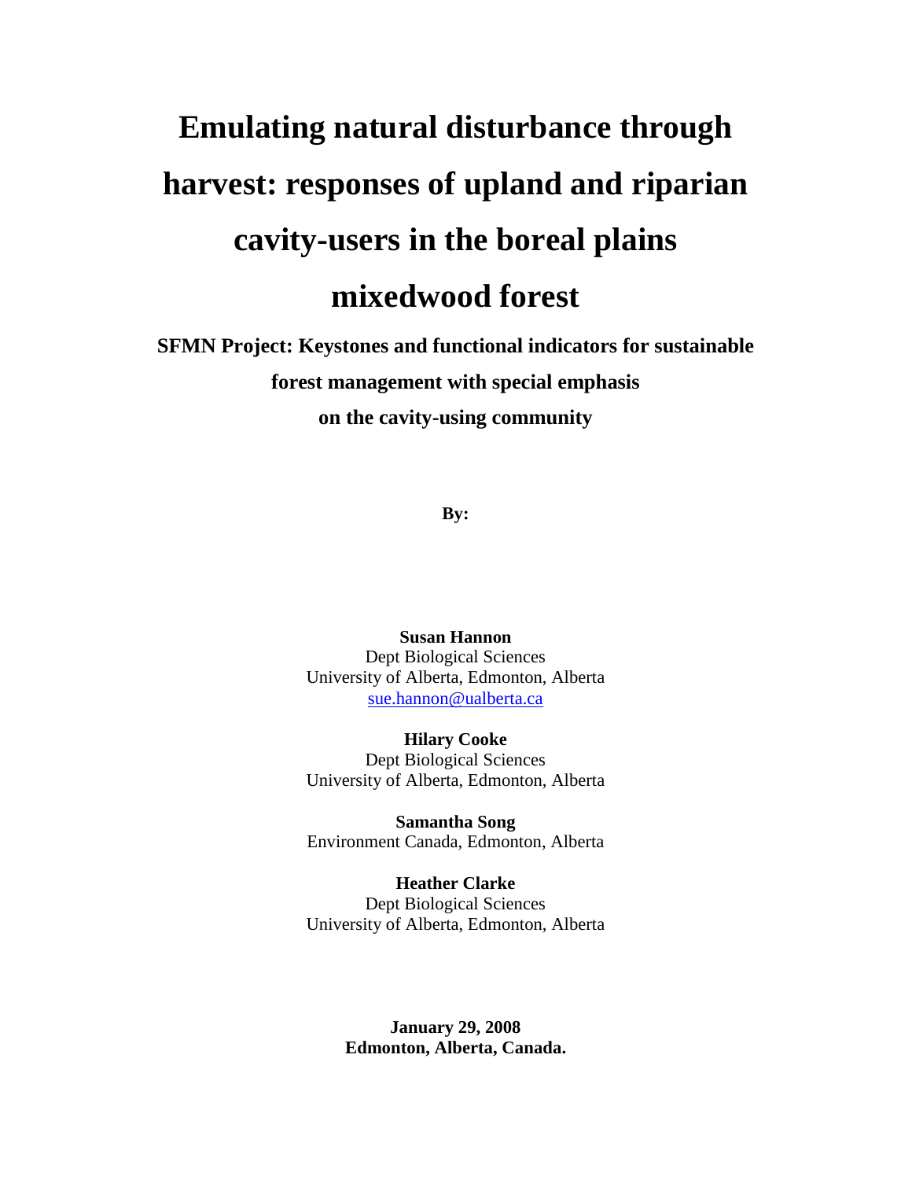# Emulating natural disturbance through harvest: responses of upland and riparian cavity-users in the boreal plains mixedwood forest

**SFMN Project: Keystones and functional indicators for sustainable forest management with special emphasis on the cavity-using community**

**By:**

**Susan Hannon**
Dept Biological Sciences
University of Alberta, Edmonton, Alberta
sue.hannon@ualberta.ca

**Hilary Cooke**
Dept Biological Sciences
University of Alberta, Edmonton, Alberta

**Samantha Song**
Environment Canada, Edmonton, Alberta

**Heather Clarke**
Dept Biological Sciences
University of Alberta, Edmonton, Alberta

**January 29, 2008**
**Edmonton, Alberta, Canada.**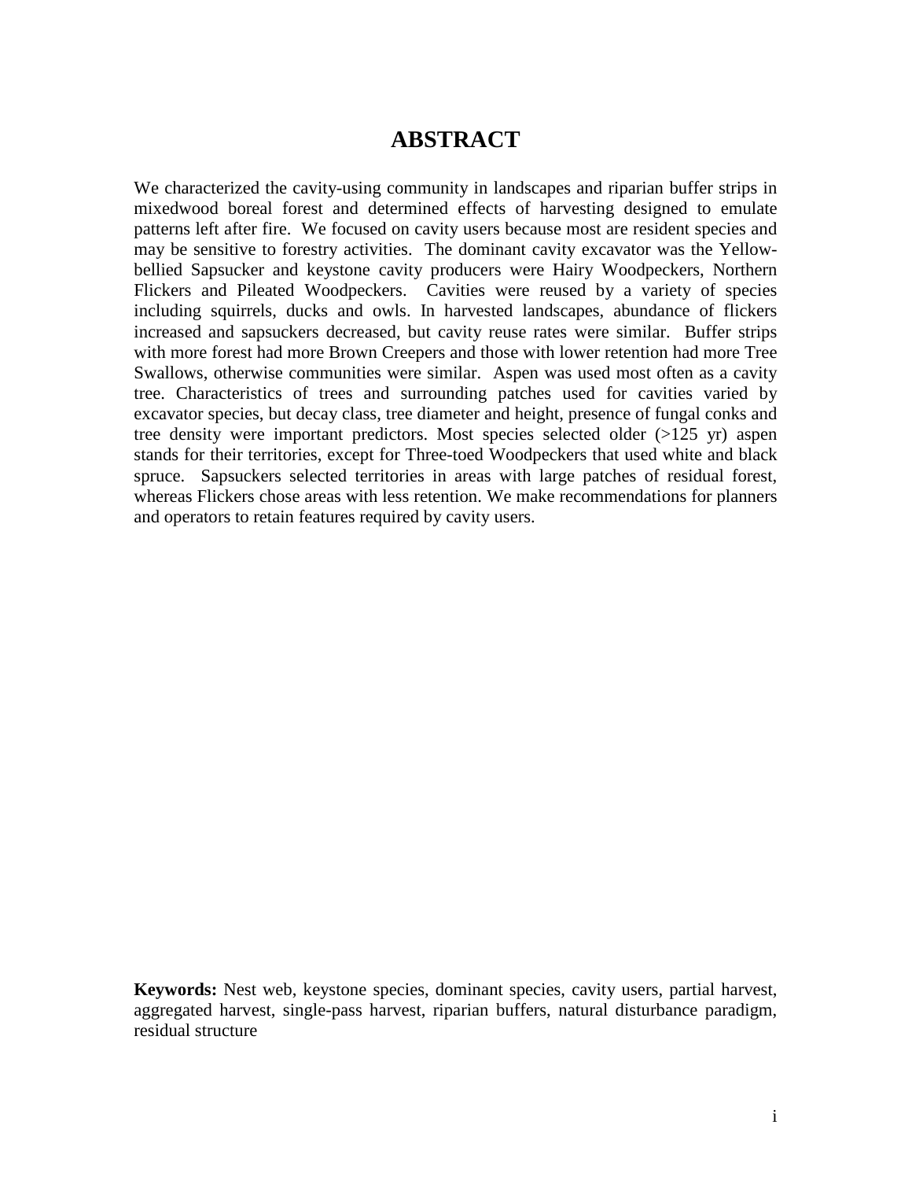# ABSTRACT

We characterized the cavity-using community in landscapes and riparian buffer strips in mixedwood boreal forest and determined effects of harvesting designed to emulate patterns left after fire. We focused on cavity users because most are resident species and may be sensitive to forestry activities. The dominant cavity excavator was the Yellow-bellied Sapsucker and keystone cavity producers were Hairy Woodpeckers, Northern Flickers and Pileated Woodpeckers. Cavities were reused by a variety of species including squirrels, ducks and owls. In harvested landscapes, abundance of flickers increased and sapsuckers decreased, but cavity reuse rates were similar. Buffer strips with more forest had more Brown Creepers and those with lower retention had more Tree Swallows, otherwise communities were similar. Aspen was used most often as a cavity tree. Characteristics of trees and surrounding patches used for cavities varied by excavator species, but decay class, tree diameter and height, presence of fungal conks and tree density were important predictors. Most species selected older (>125 yr) aspen stands for their territories, except for Three-toed Woodpeckers that used white and black spruce. Sapsuckers selected territories in areas with large patches of residual forest, whereas Flickers chose areas with less retention. We make recommendations for planners and operators to retain features required by cavity users.

**Keywords:** Nest web, keystone species, dominant species, cavity users, partial harvest, aggregated harvest, single-pass harvest, riparian buffers, natural disturbance paradigm, residual structure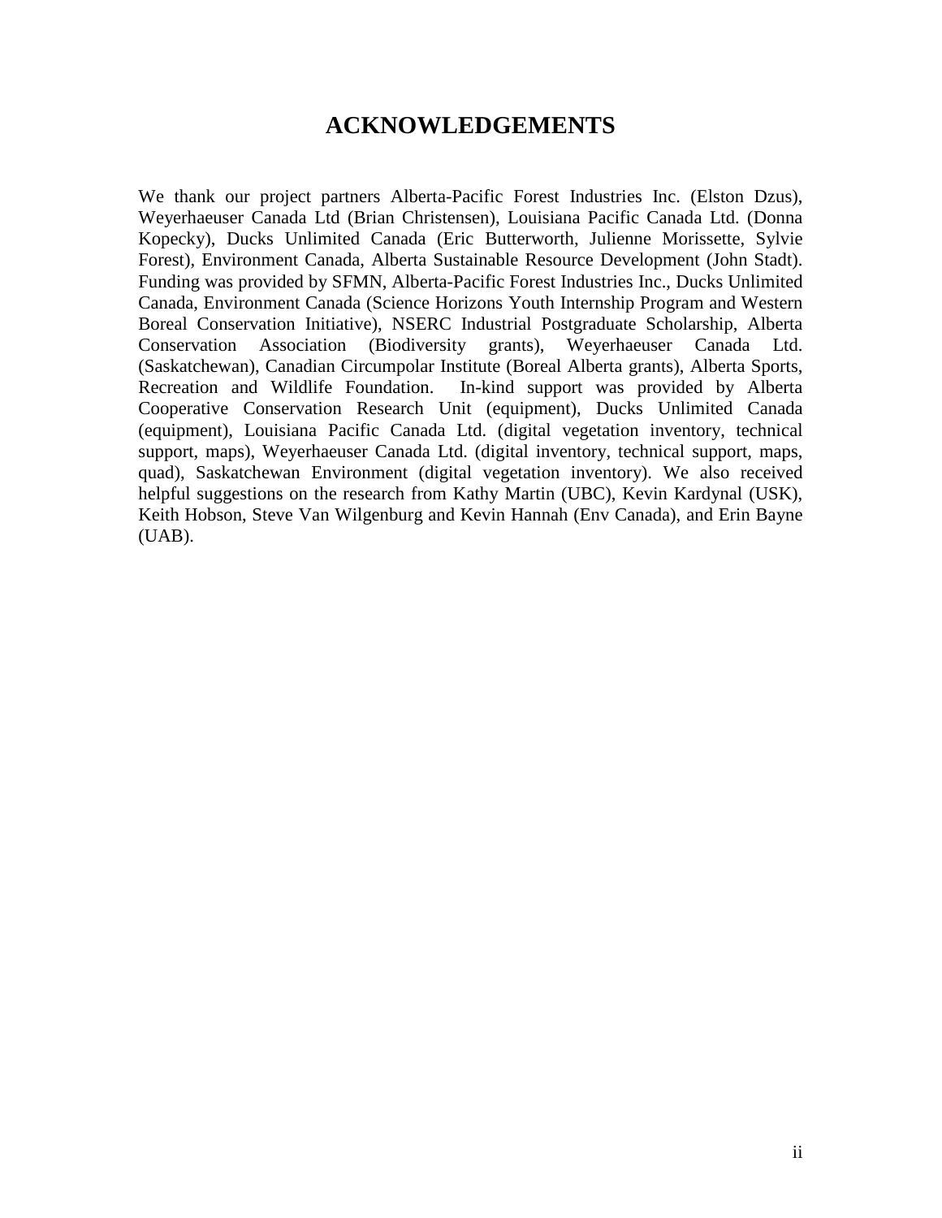# ACKNOWLEDGEMENTS

We thank our project partners Alberta-Pacific Forest Industries Inc. (Elston Dzus), Weyerhaeuser Canada Ltd (Brian Christensen), Louisiana Pacific Canada Ltd. (Donna Kopecky), Ducks Unlimited Canada (Eric Butterworth, Julienne Morissette, Sylvie Forest), Environment Canada, Alberta Sustainable Resource Development (John Stadt). Funding was provided by SFMN, Alberta-Pacific Forest Industries Inc., Ducks Unlimited Canada, Environment Canada (Science Horizons Youth Internship Program and Western Boreal Conservation Initiative), NSERC Industrial Postgraduate Scholarship, Alberta Conservation Association (Biodiversity grants), Weyerhaeuser Canada Ltd. (Saskatchewan), Canadian Circumpolar Institute (Boreal Alberta grants), Alberta Sports, Recreation and Wildlife Foundation. In-kind support was provided by Alberta Cooperative Conservation Research Unit (equipment), Ducks Unlimited Canada (equipment), Louisiana Pacific Canada Ltd. (digital vegetation inventory, technical support, maps), Weyerhaeuser Canada Ltd. (digital inventory, technical support, maps, quad), Saskatchewan Environment (digital vegetation inventory). We also received helpful suggestions on the research from Kathy Martin (UBC), Kevin Kardynal (USK), Keith Hobson, Steve Van Wilgenburg and Kevin Hannah (Env Canada), and Erin Bayne (UAB).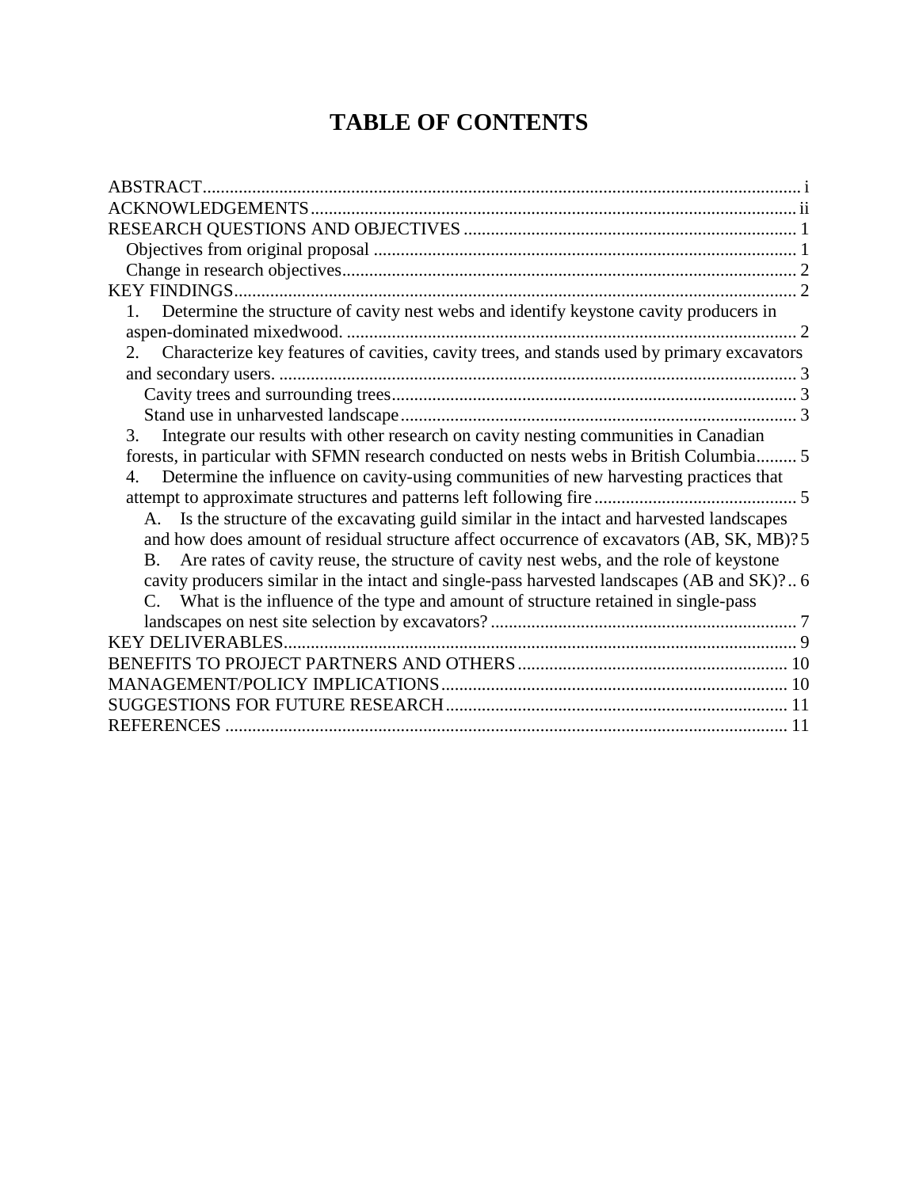# TABLE OF CONTENTS

ABSTRACT ........................................................................................................................ i
ACKNOWLEDGEMENTS ........................................................................................... ii
RESEARCH QUESTIONS AND OBJECTIVES ........................................................................ 1
  Objectives from original proposal ............................................................................ 1
  Change in research objectives ................................................................................... 2
KEY FINDINGS ............................................................................................................ 2
  1. Determine the structure of cavity nest webs and identify keystone cavity producers in aspen-dominated mixedwood. ................................................................................................. 2
  2. Characterize key features of cavities, cavity trees, and stands used by primary excavators and secondary users. ................................................................................................. 3
    Cavity trees and surrounding trees ......................................................................... 3
    Stand use in unharvested landscape ....................................................................... 3
  3. Integrate our results with other research on cavity nesting communities in Canadian forests, in particular with SFMN research conducted on nests webs in British Columbia ......... 5
  4. Determine the influence on cavity-using communities of new harvesting practices that attempt to approximate structures and patterns left following fire ........................................... 5
    A. Is the structure of the excavating guild similar in the intact and harvested landscapes and how does amount of residual structure affect occurrence of excavators (AB, SK, MB)? 5
    B. Are rates of cavity reuse, the structure of cavity nest webs, and the role of keystone cavity producers similar in the intact and single-pass harvested landscapes (AB and SK)? .. 6
    C. What is the influence of the type and amount of structure retained in single-pass landscapes on nest site selection by excavators? .................................................................. 7
KEY DELIVERABLES ................................................................................................... 9
BENEFITS TO PROJECT PARTNERS AND OTHERS ........................................................... 10
MANAGEMENT/POLICY IMPLICATIONS ............................................................................ 10
SUGGESTIONS FOR FUTURE RESEARCH ........................................................................... 11
REFERENCES ............................................................................................................ 11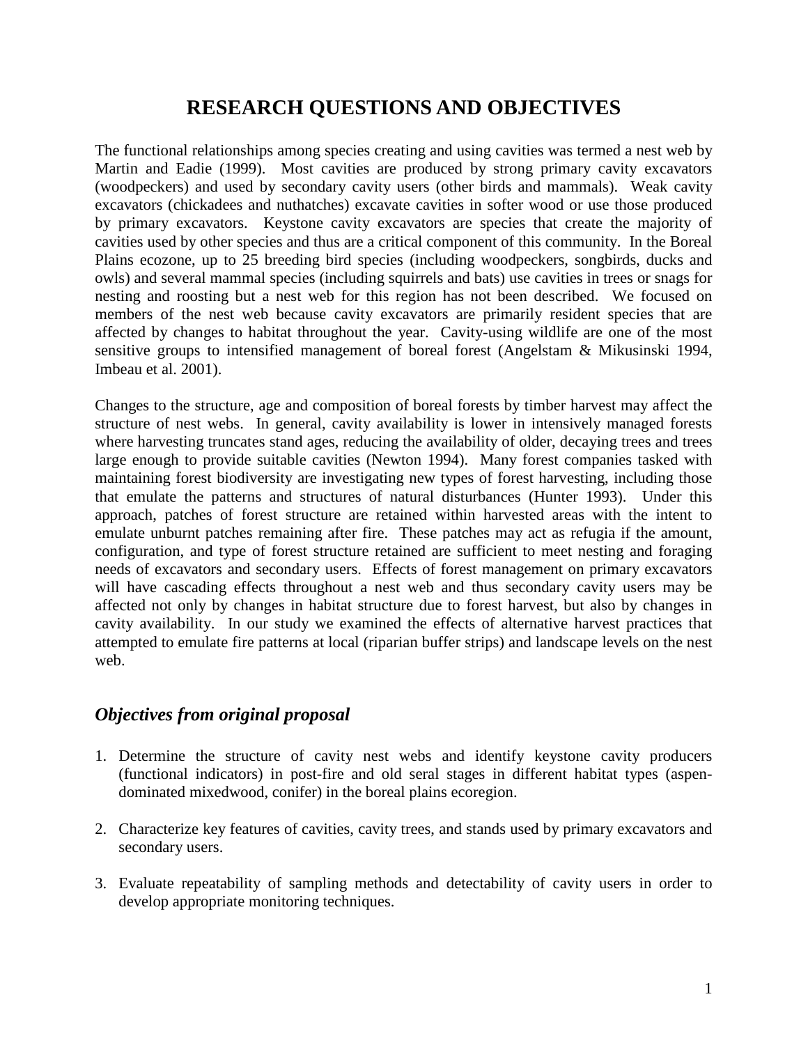# RESEARCH QUESTIONS AND OBJECTIVES

The functional relationships among species creating and using cavities was termed a nest web by Martin and Eadie (1999). Most cavities are produced by strong primary cavity excavators (woodpeckers) and used by secondary cavity users (other birds and mammals). Weak cavity excavators (chickadees and nuthatches) excavate cavities in softer wood or use those produced by primary excavators. Keystone cavity excavators are species that create the majority of cavities used by other species and thus are a critical component of this community. In the Boreal Plains ecozone, up to 25 breeding bird species (including woodpeckers, songbirds, ducks and owls) and several mammal species (including squirrels and bats) use cavities in trees or snags for nesting and roosting but a nest web for this region has not been described. We focused on members of the nest web because cavity excavators are primarily resident species that are affected by changes to habitat throughout the year. Cavity-using wildlife are one of the most sensitive groups to intensified management of boreal forest (Angelstam & Mikusinski 1994, Imbeau et al. 2001).

Changes to the structure, age and composition of boreal forests by timber harvest may affect the structure of nest webs. In general, cavity availability is lower in intensively managed forests where harvesting truncates stand ages, reducing the availability of older, decaying trees and trees large enough to provide suitable cavities (Newton 1994). Many forest companies tasked with maintaining forest biodiversity are investigating new types of forest harvesting, including those that emulate the patterns and structures of natural disturbances (Hunter 1993). Under this approach, patches of forest structure are retained within harvested areas with the intent to emulate unburnt patches remaining after fire. These patches may act as refugia if the amount, configuration, and type of forest structure retained are sufficient to meet nesting and foraging needs of excavators and secondary users. Effects of forest management on primary excavators will have cascading effects throughout a nest web and thus secondary cavity users may be affected not only by changes in habitat structure due to forest harvest, but also by changes in cavity availability. In our study we examined the effects of alternative harvest practices that attempted to emulate fire patterns at local (riparian buffer strips) and landscape levels on the nest web.

## *Objectives from original proposal*

1. Determine the structure of cavity nest webs and identify keystone cavity producers (functional indicators) in post-fire and old seral stages in different habitat types (aspen-dominated mixedwood, conifer) in the boreal plains ecoregion.

2. Characterize key features of cavities, cavity trees, and stands used by primary excavators and secondary users.

3. Evaluate repeatability of sampling methods and detectability of cavity users in order to develop appropriate monitoring techniques.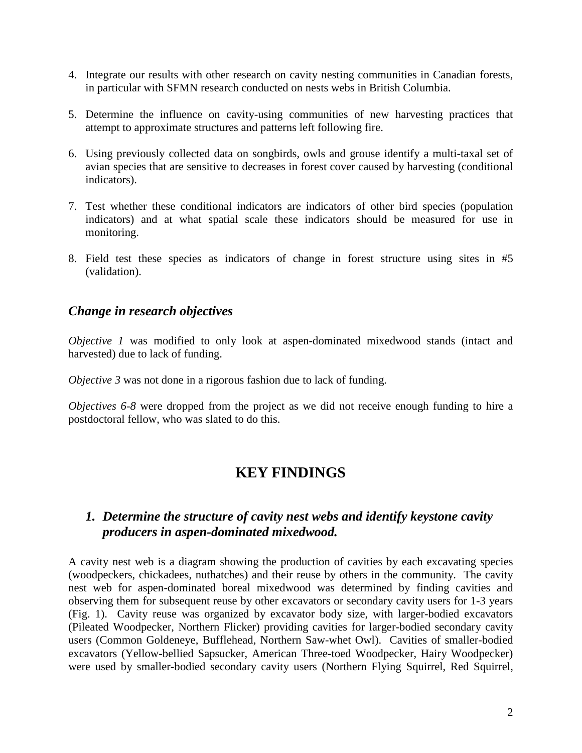4. Integrate our results with other research on cavity nesting communities in Canadian forests, in particular with SFMN research conducted on nests webs in British Columbia.

5. Determine the influence on cavity-using communities of new harvesting practices that attempt to approximate structures and patterns left following fire.

6. Using previously collected data on songbirds, owls and grouse identify a multi-taxal set of avian species that are sensitive to decreases in forest cover caused by harvesting (conditional indicators).

7. Test whether these conditional indicators are indicators of other bird species (population indicators) and at what spatial scale these indicators should be measured for use in monitoring.

8. Field test these species as indicators of change in forest structure using sites in #5 (validation).

### *Change in research objectives*

*Objective 1* was modified to only look at aspen-dominated mixedwood stands (intact and harvested) due to lack of funding.

*Objective 3* was not done in a rigorous fashion due to lack of funding.

*Objectives 6-8* were dropped from the project as we did not receive enough funding to hire a postdoctoral fellow, who was slated to do this.

## KEY FINDINGS

### *1. Determine the structure of cavity nest webs and identify keystone cavity producers in aspen-dominated mixedwood.*

A cavity nest web is a diagram showing the production of cavities by each excavating species (woodpeckers, chickadees, nuthatches) and their reuse by others in the community. The cavity nest web for aspen-dominated boreal mixedwood was determined by finding cavities and observing them for subsequent reuse by other excavators or secondary cavity users for 1-3 years (Fig. 1). Cavity reuse was organized by excavator body size, with larger-bodied excavators (Pileated Woodpecker, Northern Flicker) providing cavities for larger-bodied secondary cavity users (Common Goldeneye, Bufflehead, Northern Saw-whet Owl). Cavities of smaller-bodied excavators (Yellow-bellied Sapsucker, American Three-toed Woodpecker, Hairy Woodpecker) were used by smaller-bodied secondary cavity users (Northern Flying Squirrel, Red Squirrel,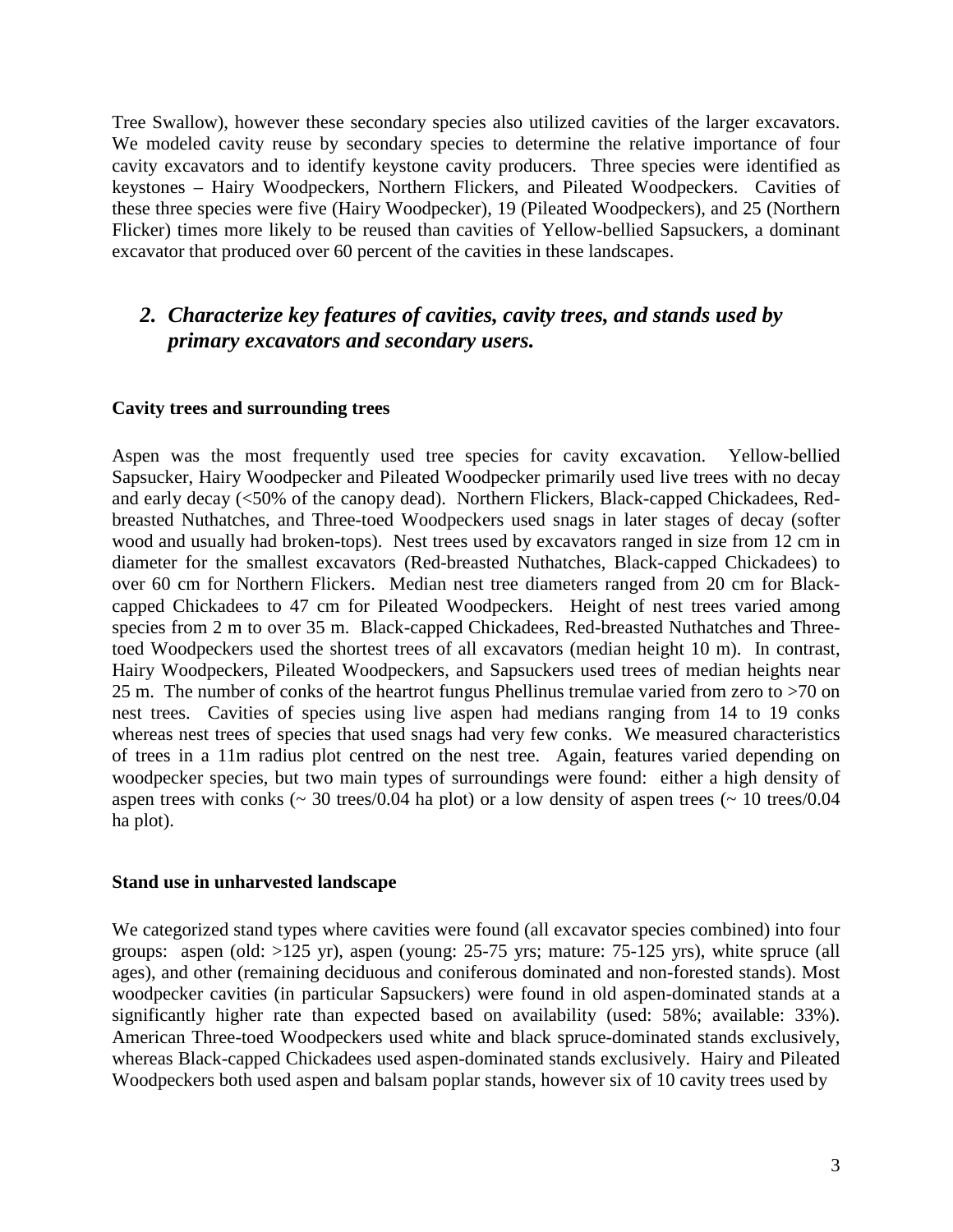Tree Swallow), however these secondary species also utilized cavities of the larger excavators. We modeled cavity reuse by secondary species to determine the relative importance of four cavity excavators and to identify keystone cavity producers. Three species were identified as keystones – Hairy Woodpeckers, Northern Flickers, and Pileated Woodpeckers. Cavities of these three species were five (Hairy Woodpecker), 19 (Pileated Woodpeckers), and 25 (Northern Flicker) times more likely to be reused than cavities of Yellow-bellied Sapsuckers, a dominant excavator that produced over 60 percent of the cavities in these landscapes.

## *2. Characterize key features of cavities, cavity trees, and stands used by primary excavators and secondary users.*

### Cavity trees and surrounding trees

Aspen was the most frequently used tree species for cavity excavation. Yellow-bellied Sapsucker, Hairy Woodpecker and Pileated Woodpecker primarily used live trees with no decay and early decay (<50% of the canopy dead). Northern Flickers, Black-capped Chickadees, Red-breasted Nuthatches, and Three-toed Woodpeckers used snags in later stages of decay (softer wood and usually had broken-tops). Nest trees used by excavators ranged in size from 12 cm in diameter for the smallest excavators (Red-breasted Nuthatches, Black-capped Chickadees) to over 60 cm for Northern Flickers. Median nest tree diameters ranged from 20 cm for Black-capped Chickadees to 47 cm for Pileated Woodpeckers. Height of nest trees varied among species from 2 m to over 35 m. Black-capped Chickadees, Red-breasted Nuthatches and Three-toed Woodpeckers used the shortest trees of all excavators (median height 10 m). In contrast, Hairy Woodpeckers, Pileated Woodpeckers, and Sapsuckers used trees of median heights near 25 m. The number of conks of the heartrot fungus Phellinus tremulae varied from zero to >70 on nest trees. Cavities of species using live aspen had medians ranging from 14 to 19 conks whereas nest trees of species that used snags had very few conks. We measured characteristics of trees in a 11m radius plot centred on the nest tree. Again, features varied depending on woodpecker species, but two main types of surroundings were found: either a high density of aspen trees with conks (~ 30 trees/0.04 ha plot) or a low density of aspen trees (~ 10 trees/0.04 ha plot).

### Stand use in unharvested landscape

We categorized stand types where cavities were found (all excavator species combined) into four groups: aspen (old: >125 yr), aspen (young: 25-75 yrs; mature: 75-125 yrs), white spruce (all ages), and other (remaining deciduous and coniferous dominated and non-forested stands). Most woodpecker cavities (in particular Sapsuckers) were found in old aspen-dominated stands at a significantly higher rate than expected based on availability (used: 58%; available: 33%). American Three-toed Woodpeckers used white and black spruce-dominated stands exclusively, whereas Black-capped Chickadees used aspen-dominated stands exclusively. Hairy and Pileated Woodpeckers both used aspen and balsam poplar stands, however six of 10 cavity trees used by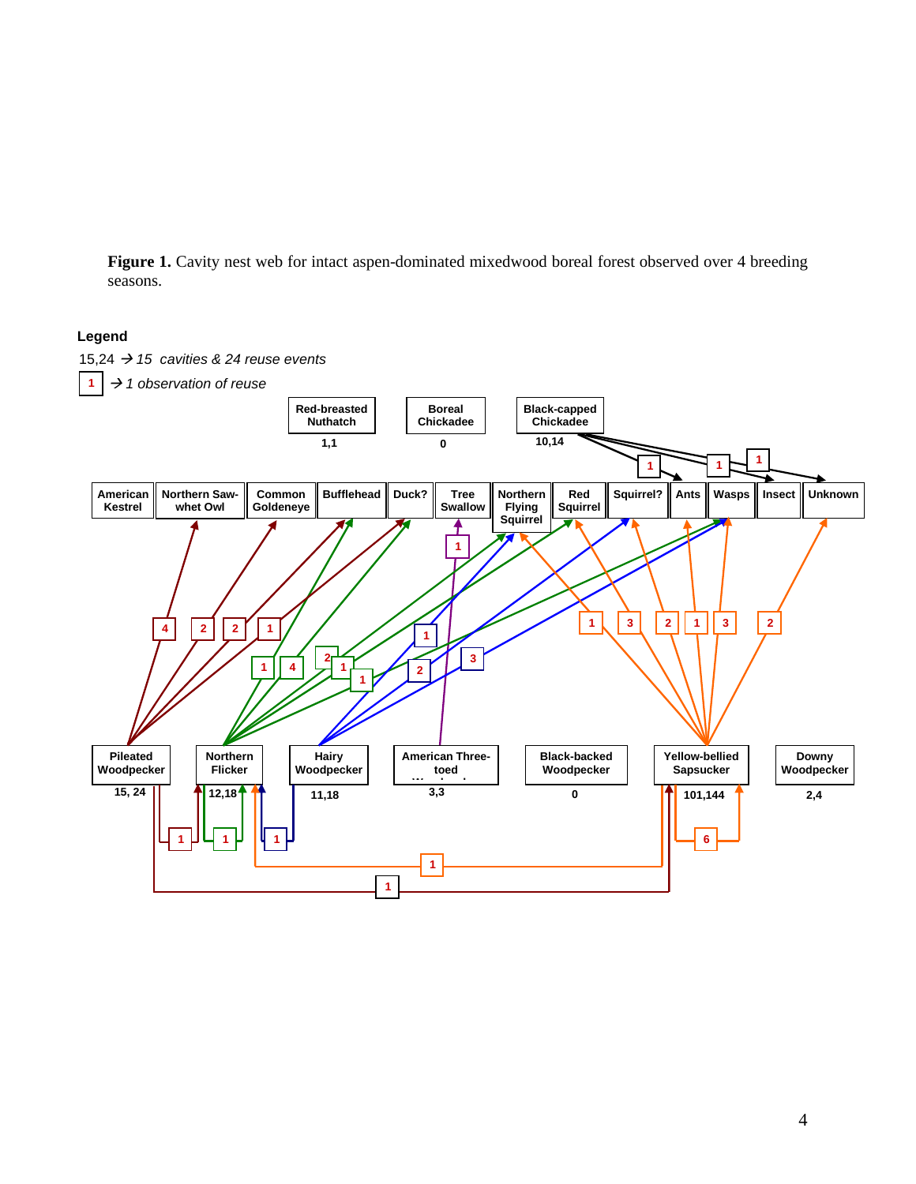**Figure 1.** Cavity nest web for intact aspen-dominated mixedwood boreal forest observed over 4 breeding seasons.

**Legend**

15,24 → *15 cavities & 24 reuse events*

1 → *1 observation of reuse*

Red-breasted Nuthatch 1,1

Boreal Chickadee 0

Black-capped Chickadee 10,14

American Kestrel | Northern Saw-whet Owl | Common Goldeneye | Bufflehead | Duck? | Tree Swallow | Northern Flying Squirrel | Red Squirrel | Squirrel? | Ants | Wasps | Insect | Unknown

Pileated Woodpecker 15, 24

Northern Flicker 12,18

Hairy Woodpecker 11,18

American Three-toed 3,3

Black-backed Woodpecker 0

Yellow-bellied Sapsucker 101,144

Downy Woodpecker 2,4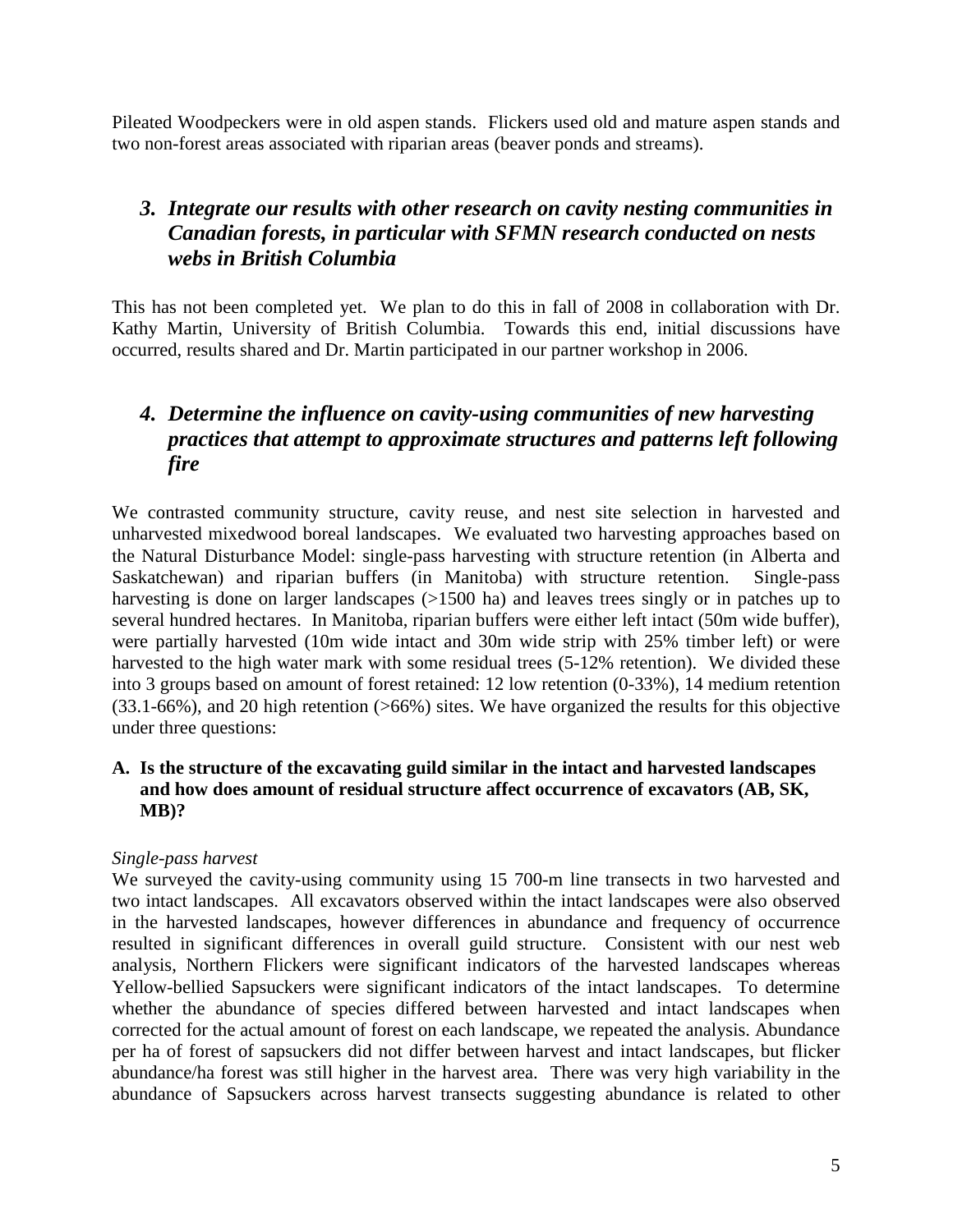Pileated Woodpeckers were in old aspen stands. Flickers used old and mature aspen stands and two non-forest areas associated with riparian areas (beaver ponds and streams).

## *3. Integrate our results with other research on cavity nesting communities in Canadian forests, in particular with SFMN research conducted on nests webs in British Columbia*

This has not been completed yet. We plan to do this in fall of 2008 in collaboration with Dr. Kathy Martin, University of British Columbia. Towards this end, initial discussions have occurred, results shared and Dr. Martin participated in our partner workshop in 2006.

## *4. Determine the influence on cavity-using communities of new harvesting practices that attempt to approximate structures and patterns left following fire*

We contrasted community structure, cavity reuse, and nest site selection in harvested and unharvested mixedwood boreal landscapes. We evaluated two harvesting approaches based on the Natural Disturbance Model: single-pass harvesting with structure retention (in Alberta and Saskatchewan) and riparian buffers (in Manitoba) with structure retention. Single-pass harvesting is done on larger landscapes (>1500 ha) and leaves trees singly or in patches up to several hundred hectares. In Manitoba, riparian buffers were either left intact (50m wide buffer), were partially harvested (10m wide intact and 30m wide strip with 25% timber left) or were harvested to the high water mark with some residual trees (5-12% retention). We divided these into 3 groups based on amount of forest retained: 12 low retention (0-33%), 14 medium retention (33.1-66%), and 20 high retention (>66%) sites. We have organized the results for this objective under three questions:

### A. Is the structure of the excavating guild similar in the intact and harvested landscapes and how does amount of residual structure affect occurrence of excavators (AB, SK, MB)?

*Single-pass harvest*

We surveyed the cavity-using community using 15 700-m line transects in two harvested and two intact landscapes. All excavators observed within the intact landscapes were also observed in the harvested landscapes, however differences in abundance and frequency of occurrence resulted in significant differences in overall guild structure. Consistent with our nest web analysis, Northern Flickers were significant indicators of the harvested landscapes whereas Yellow-bellied Sapsuckers were significant indicators of the intact landscapes. To determine whether the abundance of species differed between harvested and intact landscapes when corrected for the actual amount of forest on each landscape, we repeated the analysis. Abundance per ha of forest of sapsuckers did not differ between harvest and intact landscapes, but flicker abundance/ha forest was still higher in the harvest area. There was very high variability in the abundance of Sapsuckers across harvest transects suggesting abundance is related to other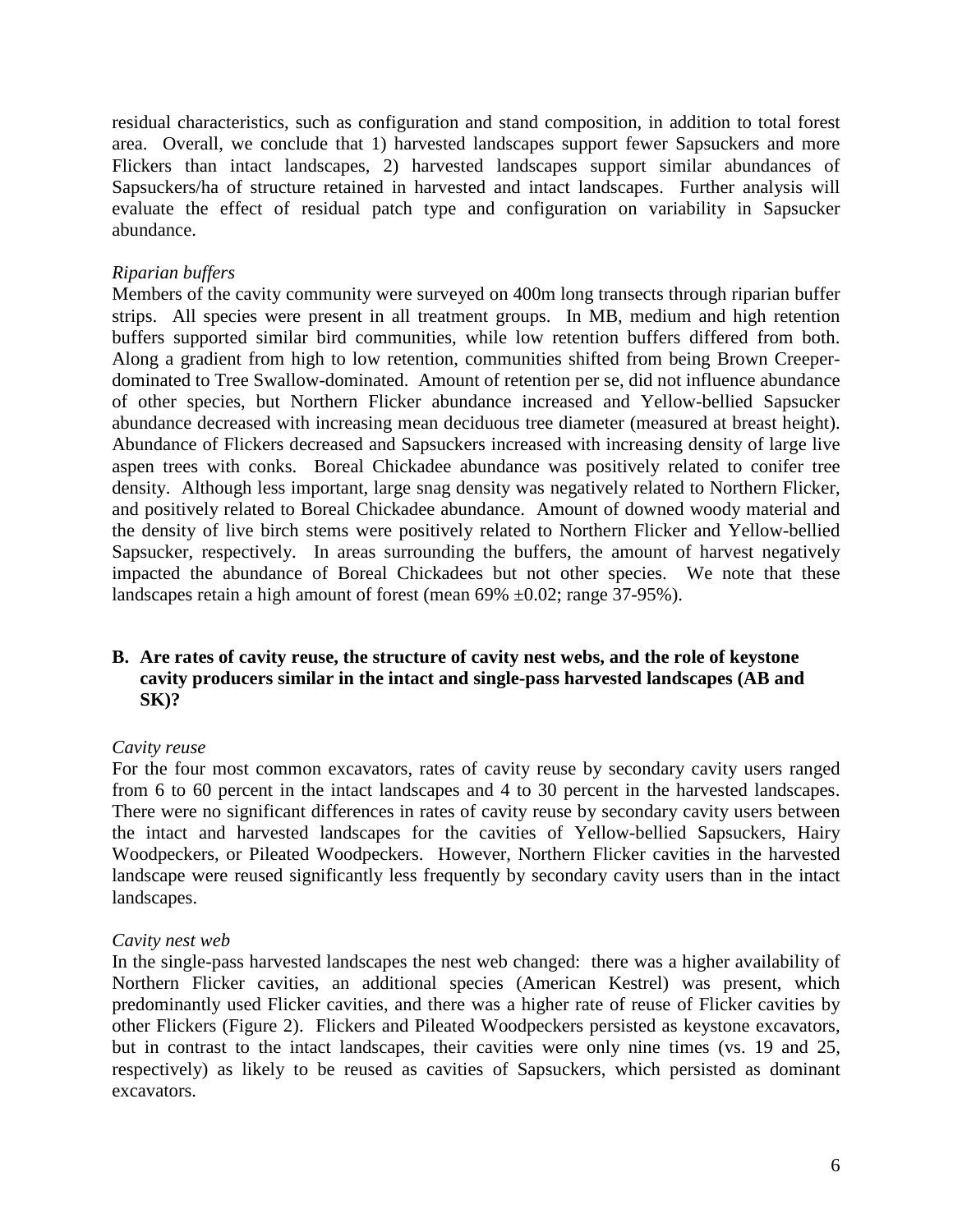residual characteristics, such as configuration and stand composition, in addition to total forest area. Overall, we conclude that 1) harvested landscapes support fewer Sapsuckers and more Flickers than intact landscapes, 2) harvested landscapes support similar abundances of Sapsuckers/ha of structure retained in harvested and intact landscapes. Further analysis will evaluate the effect of residual patch type and configuration on variability in Sapsucker abundance.

*Riparian buffers*

Members of the cavity community were surveyed on 400m long transects through riparian buffer strips. All species were present in all treatment groups. In MB, medium and high retention buffers supported similar bird communities, while low retention buffers differed from both. Along a gradient from high to low retention, communities shifted from being Brown Creeper-dominated to Tree Swallow-dominated. Amount of retention per se, did not influence abundance of other species, but Northern Flicker abundance increased and Yellow-bellied Sapsucker abundance decreased with increasing mean deciduous tree diameter (measured at breast height). Abundance of Flickers decreased and Sapsuckers increased with increasing density of large live aspen trees with conks. Boreal Chickadee abundance was positively related to conifer tree density. Although less important, large snag density was negatively related to Northern Flicker, and positively related to Boreal Chickadee abundance. Amount of downed woody material and the density of live birch stems were positively related to Northern Flicker and Yellow-bellied Sapsucker, respectively. In areas surrounding the buffers, the amount of harvest negatively impacted the abundance of Boreal Chickadees but not other species. We note that these landscapes retain a high amount of forest (mean 69% $\pm$0.02; range 37-95%).

## B. Are rates of cavity reuse, the structure of cavity nest webs, and the role of keystone cavity producers similar in the intact and single-pass harvested landscapes (AB and SK)?

*Cavity reuse*

For the four most common excavators, rates of cavity reuse by secondary cavity users ranged from 6 to 60 percent in the intact landscapes and 4 to 30 percent in the harvested landscapes. There were no significant differences in rates of cavity reuse by secondary cavity users between the intact and harvested landscapes for the cavities of Yellow-bellied Sapsuckers, Hairy Woodpeckers, or Pileated Woodpeckers. However, Northern Flicker cavities in the harvested landscape were reused significantly less frequently by secondary cavity users than in the intact landscapes.

*Cavity nest web*

In the single-pass harvested landscapes the nest web changed: there was a higher availability of Northern Flicker cavities, an additional species (American Kestrel) was present, which predominantly used Flicker cavities, and there was a higher rate of reuse of Flicker cavities by other Flickers (Figure 2). Flickers and Pileated Woodpeckers persisted as keystone excavators, but in contrast to the intact landscapes, their cavities were only nine times (vs. 19 and 25, respectively) as likely to be reused as cavities of Sapsuckers, which persisted as dominant excavators.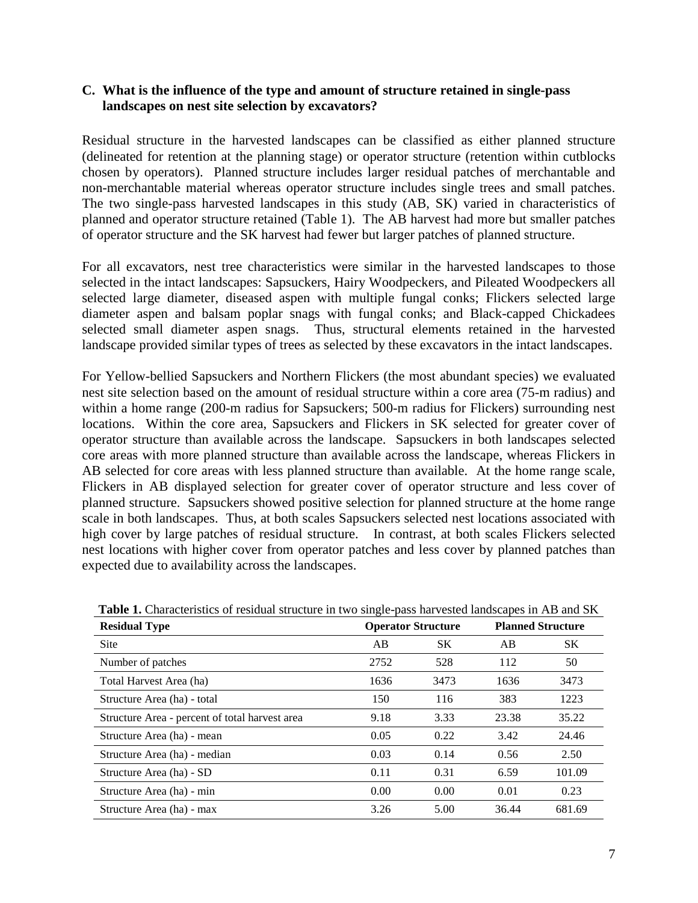### C. What is the influence of the type and amount of structure retained in single-pass landscapes on nest site selection by excavators?

Residual structure in the harvested landscapes can be classified as either planned structure (delineated for retention at the planning stage) or operator structure (retention within cutblocks chosen by operators). Planned structure includes larger residual patches of merchantable and non-merchantable material whereas operator structure includes single trees and small patches. The two single-pass harvested landscapes in this study (AB, SK) varied in characteristics of planned and operator structure retained (Table 1). The AB harvest had more but smaller patches of operator structure and the SK harvest had fewer but larger patches of planned structure.

For all excavators, nest tree characteristics were similar in the harvested landscapes to those selected in the intact landscapes: Sapsuckers, Hairy Woodpeckers, and Pileated Woodpeckers all selected large diameter, diseased aspen with multiple fungal conks; Flickers selected large diameter aspen and balsam poplar snags with fungal conks; and Black-capped Chickadees selected small diameter aspen snags. Thus, structural elements retained in the harvested landscape provided similar types of trees as selected by these excavators in the intact landscapes.

For Yellow-bellied Sapsuckers and Northern Flickers (the most abundant species) we evaluated nest site selection based on the amount of residual structure within a core area (75-m radius) and within a home range (200-m radius for Sapsuckers; 500-m radius for Flickers) surrounding nest locations. Within the core area, Sapsuckers and Flickers in SK selected for greater cover of operator structure than available across the landscape. Sapsuckers in both landscapes selected core areas with more planned structure than available across the landscape, whereas Flickers in AB selected for core areas with less planned structure than available. At the home range scale, Flickers in AB displayed selection for greater cover of operator structure and less cover of planned structure. Sapsuckers showed positive selection for planned structure at the home range scale in both landscapes. Thus, at both scales Sapsuckers selected nest locations associated with high cover by large patches of residual structure. In contrast, at both scales Flickers selected nest locations with higher cover from operator patches and less cover by planned patches than expected due to availability across the landscapes.

**Table 1.** Characteristics of residual structure in two single-pass harvested landscapes in AB and SK

| Residual Type | Operator Structure | | Planned Structure | |
|---|---|---|---|---|
| Site | AB | SK | AB | SK |
| Number of patches | 2752 | 528 | 112 | 50 |
| Total Harvest Area (ha) | 1636 | 3473 | 1636 | 3473 |
| Structure Area (ha) - total | 150 | 116 | 383 | 1223 |
| Structure Area - percent of total harvest area | 9.18 | 3.33 | 23.38 | 35.22 |
| Structure Area (ha) - mean | 0.05 | 0.22 | 3.42 | 24.46 |
| Structure Area (ha) - median | 0.03 | 0.14 | 0.56 | 2.50 |
| Structure Area (ha) - SD | 0.11 | 0.31 | 6.59 | 101.09 |
| Structure Area (ha) - min | 0.00 | 0.00 | 0.01 | 0.23 |
| Structure Area (ha) - max | 3.26 | 5.00 | 36.44 | 681.69 |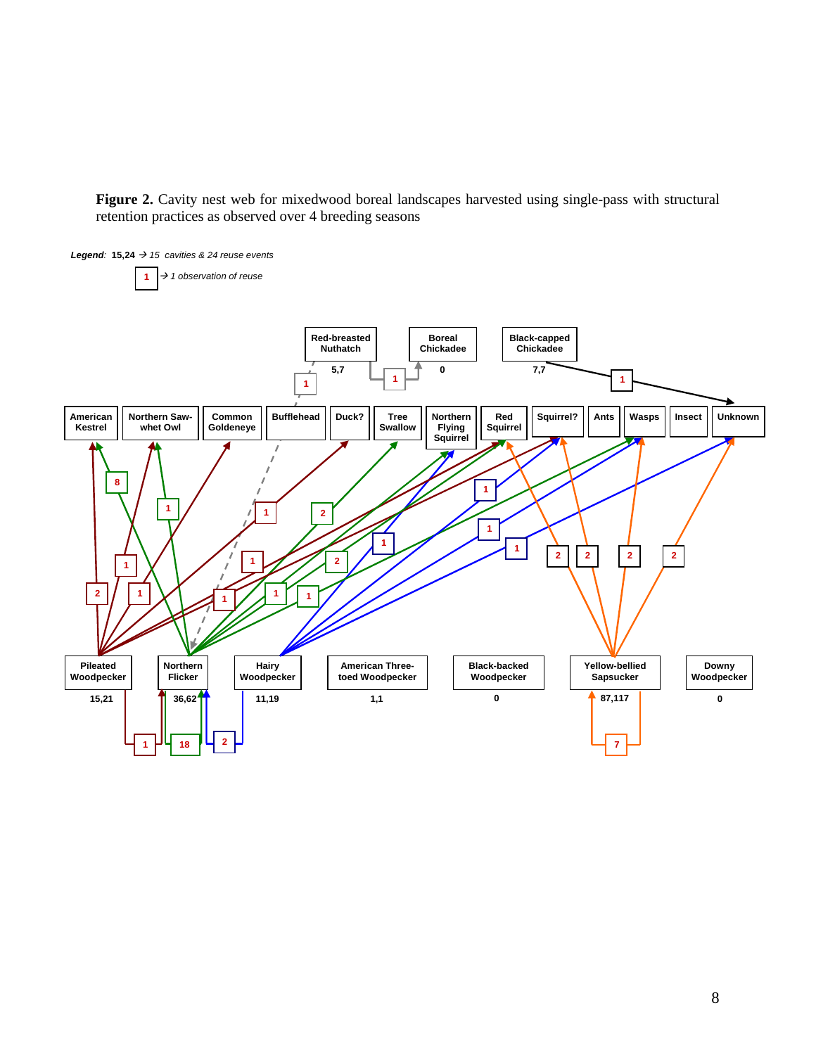**Figure 2.** Cavity nest web for mixedwood boreal landscapes harvested using single-pass with structural retention practices as observed over 4 breeding seasons

*Legend*: **15,24** → *15 cavities & 24 reuse events*

**1** → *1 observation of reuse*

Red-breasted Nuthatch 5,7 | Boreal Chickadee 0 | Black-capped Chickadee 7,7

American Kestrel | Northern Saw-whet Owl | Common Goldeneye | Bufflehead | Duck? | Tree Swallow | Northern Flying Squirrel | Red Squirrel | Squirrel? | Ants | Wasps | Insect | Unknown

Pileated Woodpecker 15,21 | Northern Flicker 36,62 | Hairy Woodpecker 11,19 | American Three-toed Woodpecker 1,1 | Black-backed Woodpecker 0 | Yellow-bellied Sapsucker 87,117 | Downy Woodpecker 0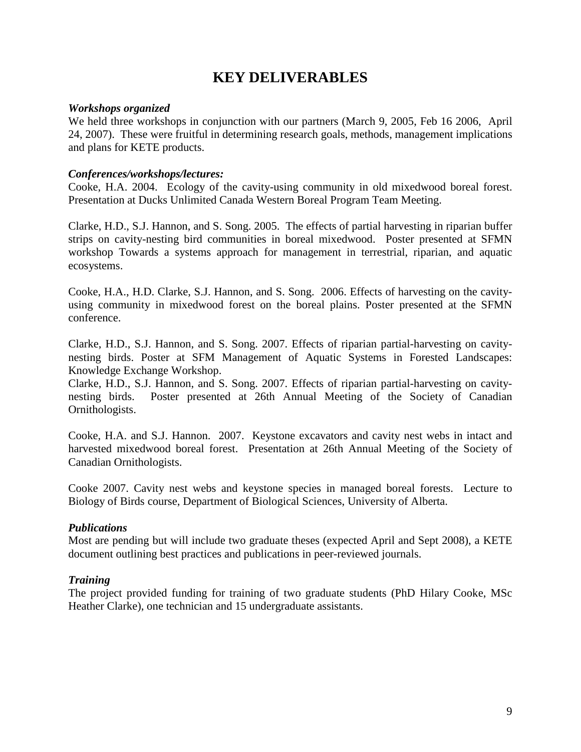# KEY DELIVERABLES

***Workshops organized***

We held three workshops in conjunction with our partners (March 9, 2005, Feb 16 2006, April 24, 2007). These were fruitful in determining research goals, methods, management implications and plans for KETE products.

***Conferences/workshops/lectures:***

Cooke, H.A. 2004. Ecology of the cavity-using community in old mixedwood boreal forest. Presentation at Ducks Unlimited Canada Western Boreal Program Team Meeting.

Clarke, H.D., S.J. Hannon, and S. Song. 2005. The effects of partial harvesting in riparian buffer strips on cavity-nesting bird communities in boreal mixedwood. Poster presented at SFMN workshop Towards a systems approach for management in terrestrial, riparian, and aquatic ecosystems.

Cooke, H.A., H.D. Clarke, S.J. Hannon, and S. Song. 2006. Effects of harvesting on the cavity-using community in mixedwood forest on the boreal plains. Poster presented at the SFMN conference.

Clarke, H.D., S.J. Hannon, and S. Song. 2007. Effects of riparian partial-harvesting on cavity-nesting birds. Poster at SFM Management of Aquatic Systems in Forested Landscapes: Knowledge Exchange Workshop.

Clarke, H.D., S.J. Hannon, and S. Song. 2007. Effects of riparian partial-harvesting on cavity-nesting birds. Poster presented at 26th Annual Meeting of the Society of Canadian Ornithologists.

Cooke, H.A. and S.J. Hannon. 2007. Keystone excavators and cavity nest webs in intact and harvested mixedwood boreal forest. Presentation at 26th Annual Meeting of the Society of Canadian Ornithologists.

Cooke 2007. Cavity nest webs and keystone species in managed boreal forests. Lecture to Biology of Birds course, Department of Biological Sciences, University of Alberta.

***Publications***

Most are pending but will include two graduate theses (expected April and Sept 2008), a KETE document outlining best practices and publications in peer-reviewed journals.

***Training***

The project provided funding for training of two graduate students (PhD Hilary Cooke, MSc Heather Clarke), one technician and 15 undergraduate assistants.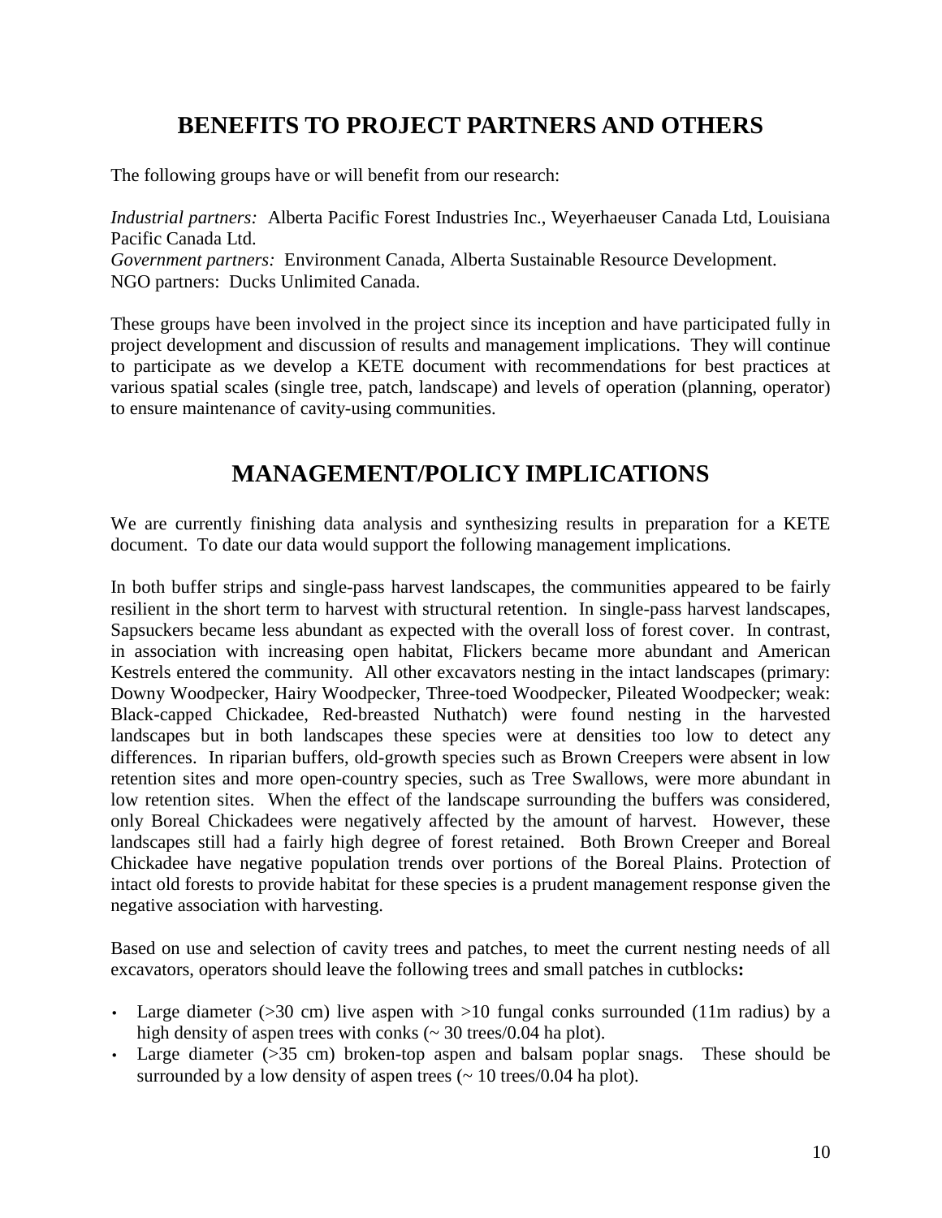## BENEFITS TO PROJECT PARTNERS AND OTHERS

The following groups have or will benefit from our research:

*Industrial partners:* Alberta Pacific Forest Industries Inc., Weyerhaeuser Canada Ltd, Louisiana Pacific Canada Ltd.
*Government partners:* Environment Canada, Alberta Sustainable Resource Development.
NGO partners: Ducks Unlimited Canada.

These groups have been involved in the project since its inception and have participated fully in project development and discussion of results and management implications. They will continue to participate as we develop a KETE document with recommendations for best practices at various spatial scales (single tree, patch, landscape) and levels of operation (planning, operator) to ensure maintenance of cavity-using communities.

## MANAGEMENT/POLICY IMPLICATIONS

We are currently finishing data analysis and synthesizing results in preparation for a KETE document. To date our data would support the following management implications.

In both buffer strips and single-pass harvest landscapes, the communities appeared to be fairly resilient in the short term to harvest with structural retention. In single-pass harvest landscapes, Sapsuckers became less abundant as expected with the overall loss of forest cover. In contrast, in association with increasing open habitat, Flickers became more abundant and American Kestrels entered the community. All other excavators nesting in the intact landscapes (primary: Downy Woodpecker, Hairy Woodpecker, Three-toed Woodpecker, Pileated Woodpecker; weak: Black-capped Chickadee, Red-breasted Nuthatch) were found nesting in the harvested landscapes but in both landscapes these species were at densities too low to detect any differences. In riparian buffers, old-growth species such as Brown Creepers were absent in low retention sites and more open-country species, such as Tree Swallows, were more abundant in low retention sites. When the effect of the landscape surrounding the buffers was considered, only Boreal Chickadees were negatively affected by the amount of harvest. However, these landscapes still had a fairly high degree of forest retained. Both Brown Creeper and Boreal Chickadee have negative population trends over portions of the Boreal Plains. Protection of intact old forests to provide habitat for these species is a prudent management response given the negative association with harvesting.

Based on use and selection of cavity trees and patches, to meet the current nesting needs of all excavators, operators should leave the following trees and small patches in cutblocks**:**

- Large diameter (>30 cm) live aspen with >10 fungal conks surrounded (11m radius) by a high density of aspen trees with conks (~ 30 trees/0.04 ha plot).
- Large diameter (>35 cm) broken-top aspen and balsam poplar snags. These should be surrounded by a low density of aspen trees (~ 10 trees/0.04 ha plot).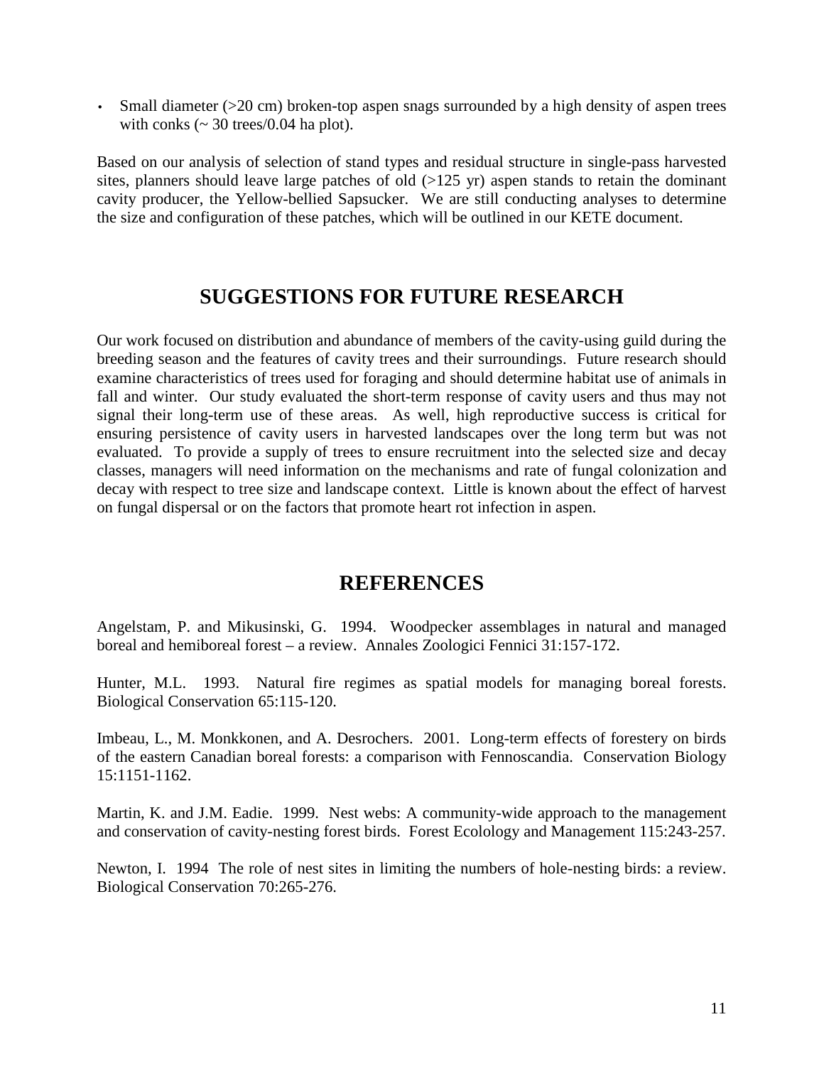- Small diameter (>20 cm) broken-top aspen snags surrounded by a high density of aspen trees with conks (~ 30 trees/0.04 ha plot).

Based on our analysis of selection of stand types and residual structure in single-pass harvested sites, planners should leave large patches of old (>125 yr) aspen stands to retain the dominant cavity producer, the Yellow-bellied Sapsucker. We are still conducting analyses to determine the size and configuration of these patches, which will be outlined in our KETE document.

## SUGGESTIONS FOR FUTURE RESEARCH

Our work focused on distribution and abundance of members of the cavity-using guild during the breeding season and the features of cavity trees and their surroundings. Future research should examine characteristics of trees used for foraging and should determine habitat use of animals in fall and winter. Our study evaluated the short-term response of cavity users and thus may not signal their long-term use of these areas. As well, high reproductive success is critical for ensuring persistence of cavity users in harvested landscapes over the long term but was not evaluated. To provide a supply of trees to ensure recruitment into the selected size and decay classes, managers will need information on the mechanisms and rate of fungal colonization and decay with respect to tree size and landscape context. Little is known about the effect of harvest on fungal dispersal or on the factors that promote heart rot infection in aspen.

## REFERENCES

Angelstam, P. and Mikusinski, G. 1994. Woodpecker assemblages in natural and managed boreal and hemiboreal forest – a review. Annales Zoologici Fennici 31:157-172.

Hunter, M.L. 1993. Natural fire regimes as spatial models for managing boreal forests. Biological Conservation 65:115-120.

Imbeau, L., M. Monkkonen, and A. Desrochers. 2001. Long-term effects of forestery on birds of the eastern Canadian boreal forests: a comparison with Fennoscandia. Conservation Biology 15:1151-1162.

Martin, K. and J.M. Eadie. 1999. Nest webs: A community-wide approach to the management and conservation of cavity-nesting forest birds. Forest Ecolology and Management 115:243-257.

Newton, I. 1994 The role of nest sites in limiting the numbers of hole-nesting birds: a review. Biological Conservation 70:265-276.